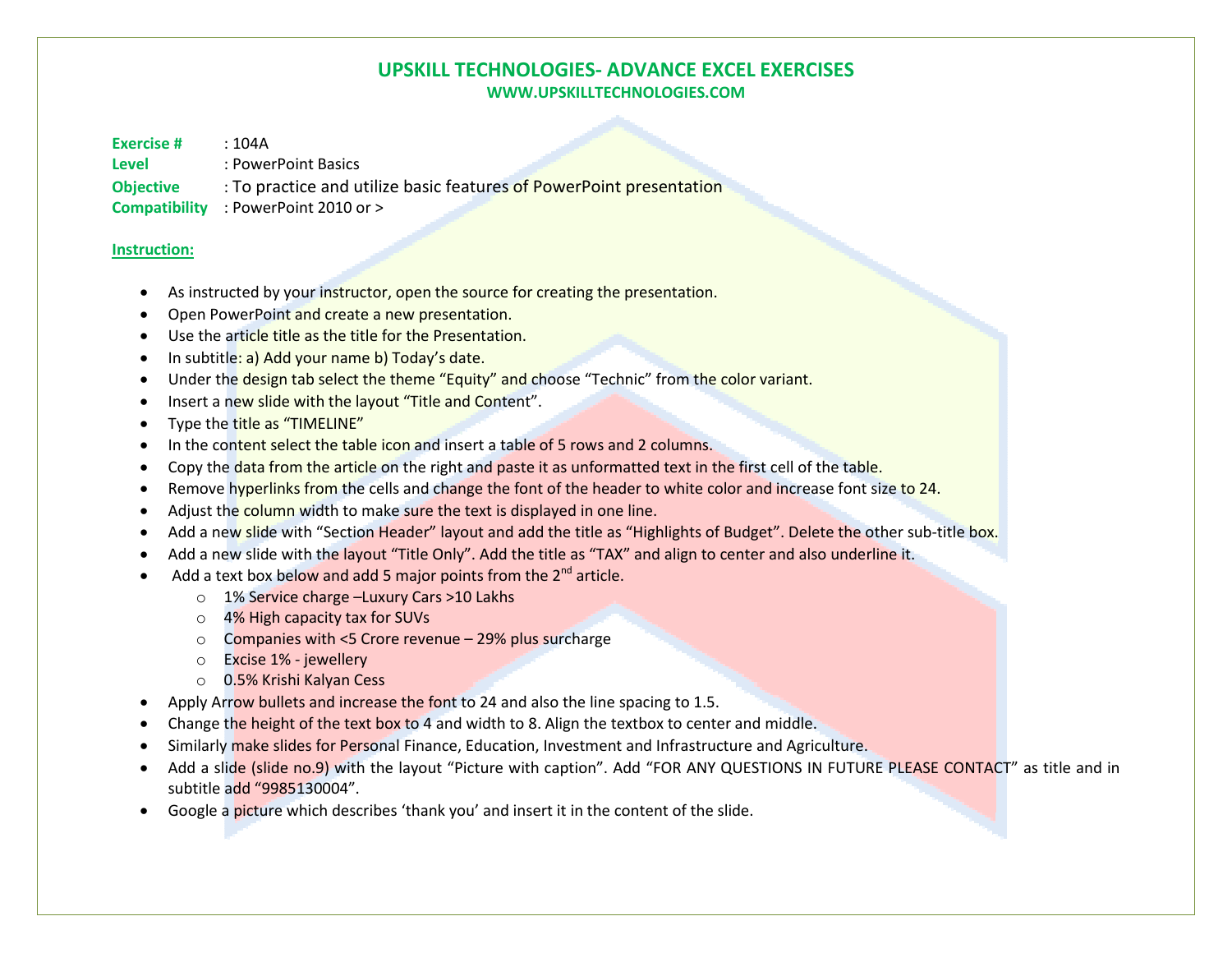# UPSKILL TECHNOLOGIES- ADVANCE EXCEL EXERCISES

## WWW.UPSKILLTECHNOLOGIES.COM

**Exercise #** : 104A
**Level** : PowerPoint Basics
**Objective** : To practice and utilize basic features of PowerPoint presentation
**Compatibility** : PowerPoint 2010 or >

**Instruction:**

- As instructed by your instructor, open the source for creating the presentation.
- Open PowerPoint and create a new presentation.
- Use the article title as the title for the Presentation.
- In subtitle: a) Add your name b) Today's date.
- Under the design tab select the theme "Equity" and choose "Technic" from the color variant.
- Insert a new slide with the layout "Title and Content".
- Type the title as "TIMELINE"
- In the content select the table icon and insert a table of 5 rows and 2 columns.
- Copy the data from the article on the right and paste it as unformatted text in the first cell of the table.
- Remove hyperlinks from the cells and change the font of the header to white color and increase font size to 24.
- Adjust the column width to make sure the text is displayed in one line.
- Add a new slide with "Section Header" layout and add the title as "Highlights of Budget". Delete the other sub-title box.
- Add a new slide with the layout "Title Only". Add the title as "TAX" and align to center and also underline it.
- Add a text box below and add 5 major points from the 2nd article.
    - 1% Service charge –Luxury Cars >10 Lakhs
    - 4% High capacity tax for SUVs
    - Companies with <5 Crore revenue – 29% plus surcharge
    - Excise 1% - jewellery
    - 0.5% Krishi Kalyan Cess
- Apply Arrow bullets and increase the font to 24 and also the line spacing to 1.5.
- Change the height of the text box to 4 and width to 8. Align the textbox to center and middle.
- Similarly make slides for Personal Finance, Education, Investment and Infrastructure and Agriculture.
- Add a slide (slide no.9) with the layout "Picture with caption". Add "FOR ANY QUESTIONS IN FUTURE PLEASE CONTACT" as title and in subtitle add "9985130004".
- Google a picture which describes 'thank you' and insert it in the content of the slide.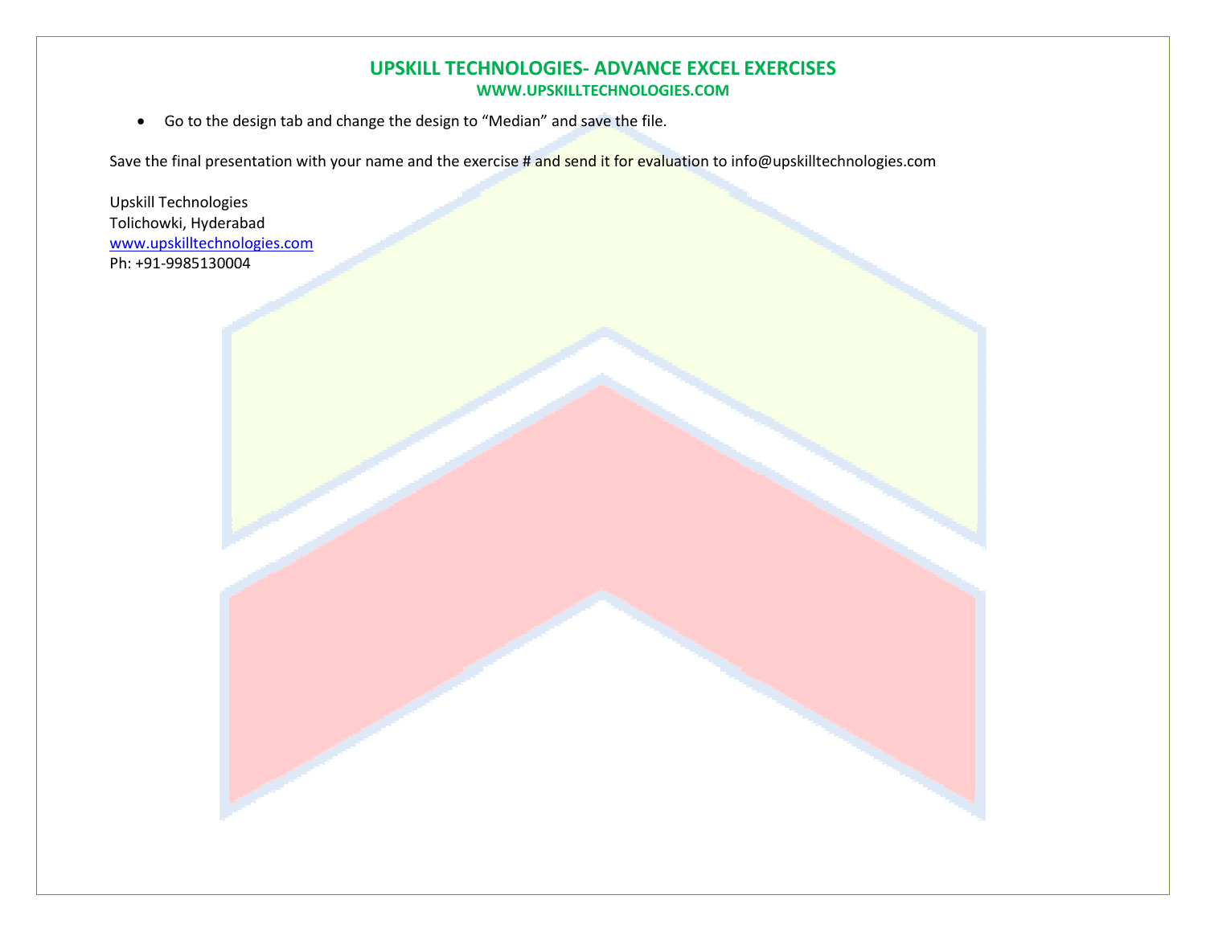- Go to the design tab and change the design to “Median” and save the file.

Save the final presentation with your name and the exercise # and send it for evaluation to info@upskilltechnologies.com

Upskill Technologies
Tolichowki, Hyderabad
www.upskilltechnologies.com
Ph: +91-9985130004